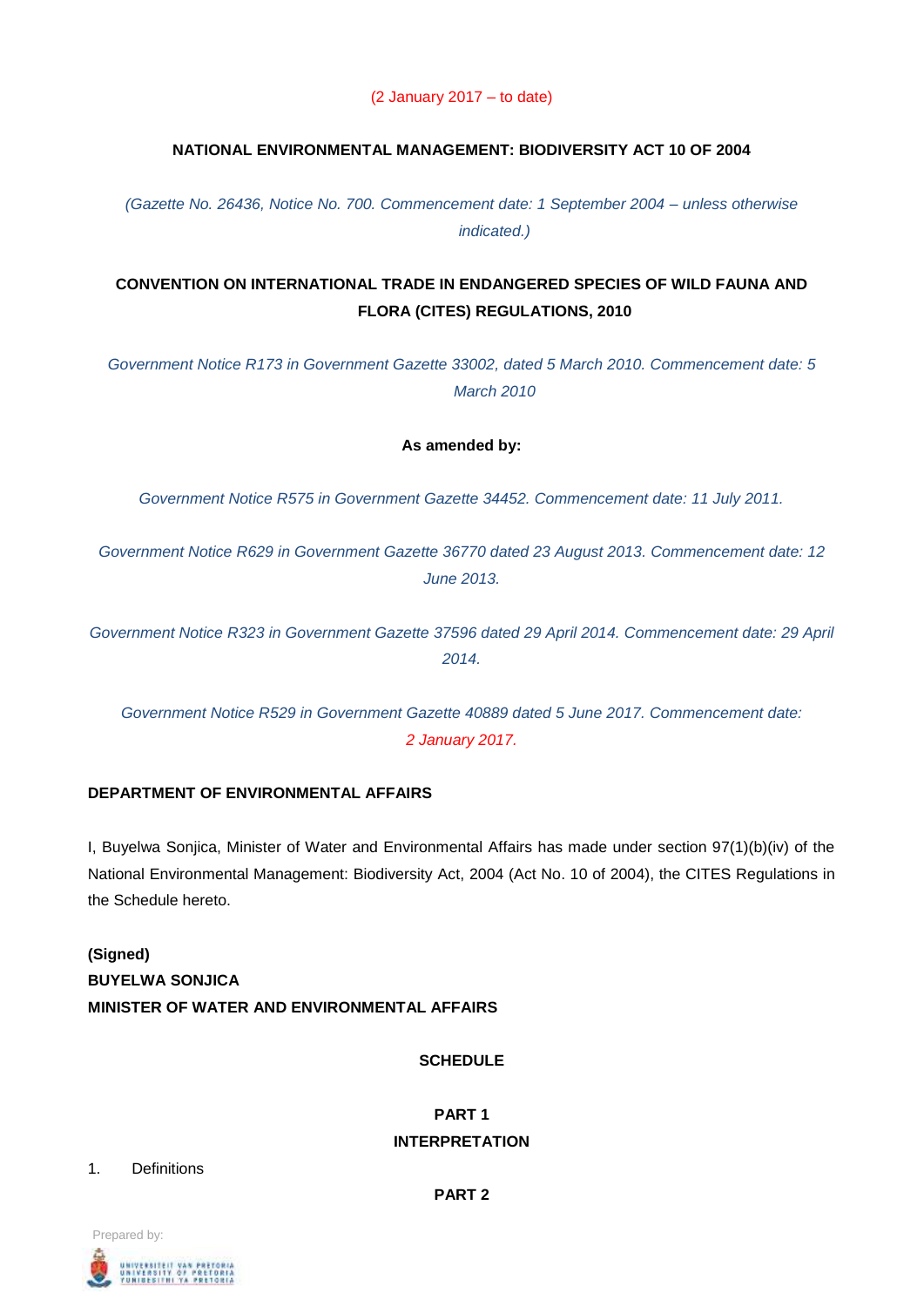(2 January 2017 – to date)

# NATIONAL ENVIRONMENTAL MANAGEMENT: BIODIVERSITY ACT 10 OF 2004

*(Gazette No. 26436, Notice No. 700. Commencement date: 1 September 2004 – unless otherwise indicated.)*

## CONVENTION ON INTERNATIONAL TRADE IN ENDANGERED SPECIES OF WILD FAUNA AND FLORA (CITES) REGULATIONS, 2010

*Government Notice R173 in Government Gazette 33002, dated 5 March 2010. Commencement date: 5 March 2010*

**As amended by:**

*Government Notice R575 in Government Gazette 34452. Commencement date: 11 July 2011.*

*Government Notice R629 in Government Gazette 36770 dated 23 August 2013. Commencement date: 12 June 2013.*

*Government Notice R323 in Government Gazette 37596 dated 29 April 2014. Commencement date: 29 April 2014.*

*Government Notice R529 in Government Gazette 40889 dated 5 June 2017. Commencement date: 2 January 2017.*

**DEPARTMENT OF ENVIRONMENTAL AFFAIRS**

I, Buyelwa Sonjica, Minister of Water and Environmental Affairs has made under section 97(1)(b)(iv) of the National Environmental Management: Biodiversity Act, 2004 (Act No. 10 of 2004), the CITES Regulations in the Schedule hereto.

**(Signed)**
**BUYELWA SONJICA**
**MINISTER OF WATER AND ENVIRONMENTAL AFFAIRS**

**SCHEDULE**

**PART 1**
**INTERPRETATION**

1. Definitions

**PART 2**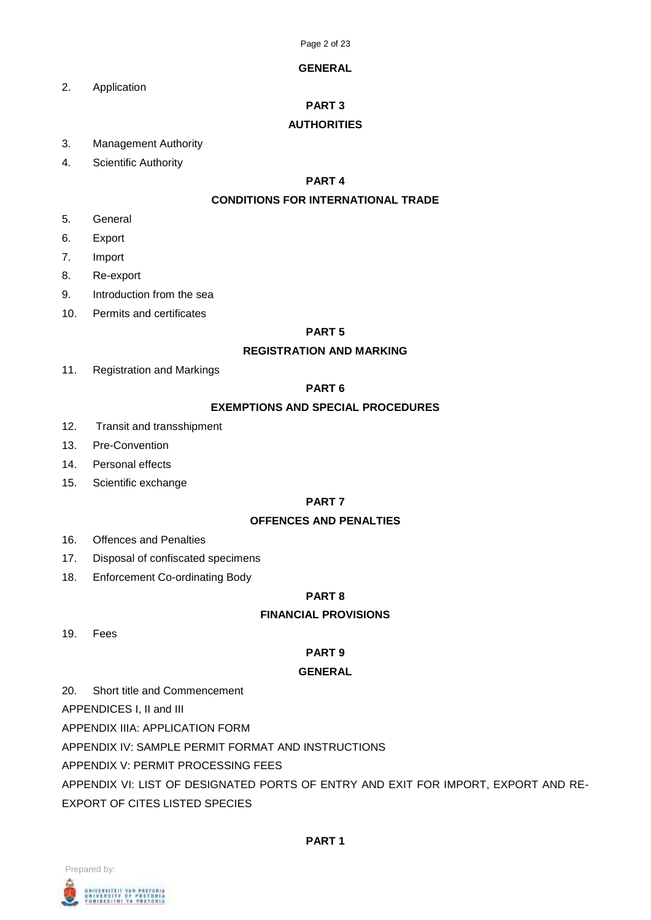## GENERAL

2. Application

## PART 3

## AUTHORITIES

3. Management Authority
4. Scientific Authority

## PART 4

## CONDITIONS FOR INTERNATIONAL TRADE

5. General
6. Export
7. Import
8. Re-export
9. Introduction from the sea
10. Permits and certificates

## PART 5

## REGISTRATION AND MARKING

11. Registration and Markings

## PART 6

## EXEMPTIONS AND SPECIAL PROCEDURES

12. Transit and transshipment
13. Pre-Convention
14. Personal effects
15. Scientific exchange

## PART 7

## OFFENCES AND PENALTIES

16. Offences and Penalties
17. Disposal of confiscated specimens
18. Enforcement Co-ordinating Body

## PART 8

## FINANCIAL PROVISIONS

19. Fees

## PART 9

## GENERAL

20. Short title and Commencement

APPENDICES I, II and III

APPENDIX IIIA: APPLICATION FORM

APPENDIX IV: SAMPLE PERMIT FORMAT AND INSTRUCTIONS

APPENDIX V: PERMIT PROCESSING FEES

APPENDIX VI: LIST OF DESIGNATED PORTS OF ENTRY AND EXIT FOR IMPORT, EXPORT AND RE-EXPORT OF CITES LISTED SPECIES

## PART 1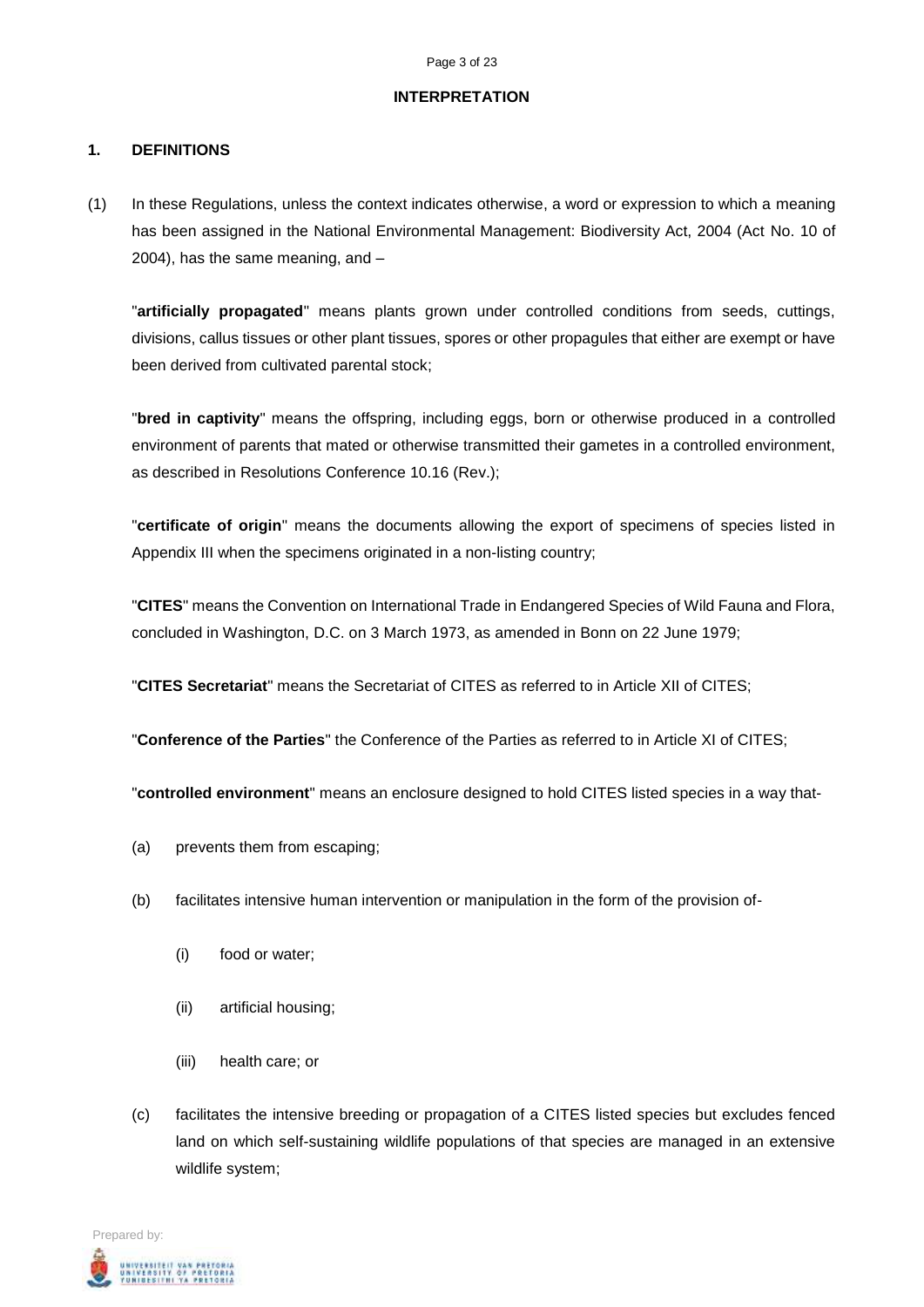## INTERPRETATION

### 1. DEFINITIONS

(1) In these Regulations, unless the context indicates otherwise, a word or expression to which a meaning has been assigned in the National Environmental Management: Biodiversity Act, 2004 (Act No. 10 of 2004), has the same meaning, and –

"**artificially propagated**" means plants grown under controlled conditions from seeds, cuttings, divisions, callus tissues or other plant tissues, spores or other propagules that either are exempt or have been derived from cultivated parental stock;

"**bred in captivity**" means the offspring, including eggs, born or otherwise produced in a controlled environment of parents that mated or otherwise transmitted their gametes in a controlled environment, as described in Resolutions Conference 10.16 (Rev.);

"**certificate of origin**" means the documents allowing the export of specimens of species listed in Appendix III when the specimens originated in a non-listing country;

"**CITES**" means the Convention on International Trade in Endangered Species of Wild Fauna and Flora, concluded in Washington, D.C. on 3 March 1973, as amended in Bonn on 22 June 1979;

"**CITES Secretariat**" means the Secretariat of CITES as referred to in Article XII of CITES;

"**Conference of the Parties**" the Conference of the Parties as referred to in Article XI of CITES;

"**controlled environment**" means an enclosure designed to hold CITES listed species in a way that-

(a) prevents them from escaping;

(b) facilitates intensive human intervention or manipulation in the form of the provision of-

   (i) food or water;

   (ii) artificial housing;

   (iii) health care; or

(c) facilitates the intensive breeding or propagation of a CITES listed species but excludes fenced land on which self-sustaining wildlife populations of that species are managed in an extensive wildlife system;

Prepared by: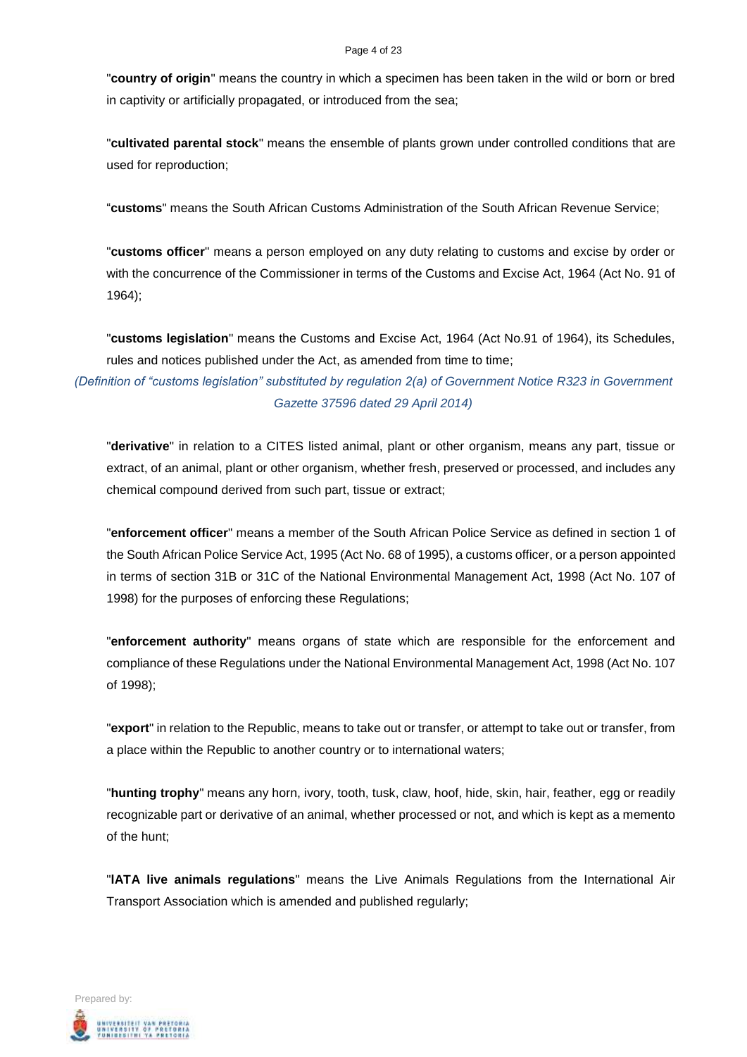"**country of origin**" means the country in which a specimen has been taken in the wild or born or bred in captivity or artificially propagated, or introduced from the sea;

"**cultivated parental stock**" means the ensemble of plants grown under controlled conditions that are used for reproduction;

"**customs**" means the South African Customs Administration of the South African Revenue Service;

"**customs officer**" means a person employed on any duty relating to customs and excise by order or with the concurrence of the Commissioner in terms of the Customs and Excise Act, 1964 (Act No. 91 of 1964);

"**customs legislation**" means the Customs and Excise Act, 1964 (Act No.91 of 1964), its Schedules, rules and notices published under the Act, as amended from time to time;

*(Definition of "customs legislation" substituted by regulation 2(a) of Government Notice R323 in Government Gazette 37596 dated 29 April 2014)*

"**derivative**" in relation to a CITES listed animal, plant or other organism, means any part, tissue or extract, of an animal, plant or other organism, whether fresh, preserved or processed, and includes any chemical compound derived from such part, tissue or extract;

"**enforcement officer**" means a member of the South African Police Service as defined in section 1 of the South African Police Service Act, 1995 (Act No. 68 of 1995), a customs officer, or a person appointed in terms of section 31B or 31C of the National Environmental Management Act, 1998 (Act No. 107 of 1998) for the purposes of enforcing these Regulations;

"**enforcement authority**" means organs of state which are responsible for the enforcement and compliance of these Regulations under the National Environmental Management Act, 1998 (Act No. 107 of 1998);

"**export**" in relation to the Republic, means to take out or transfer, or attempt to take out or transfer, from a place within the Republic to another country or to international waters;

"**hunting trophy**" means any horn, ivory, tooth, tusk, claw, hoof, hide, skin, hair, feather, egg or readily recognizable part or derivative of an animal, whether processed or not, and which is kept as a memento of the hunt;

"**IATA live animals regulations**" means the Live Animals Regulations from the International Air Transport Association which is amended and published regularly;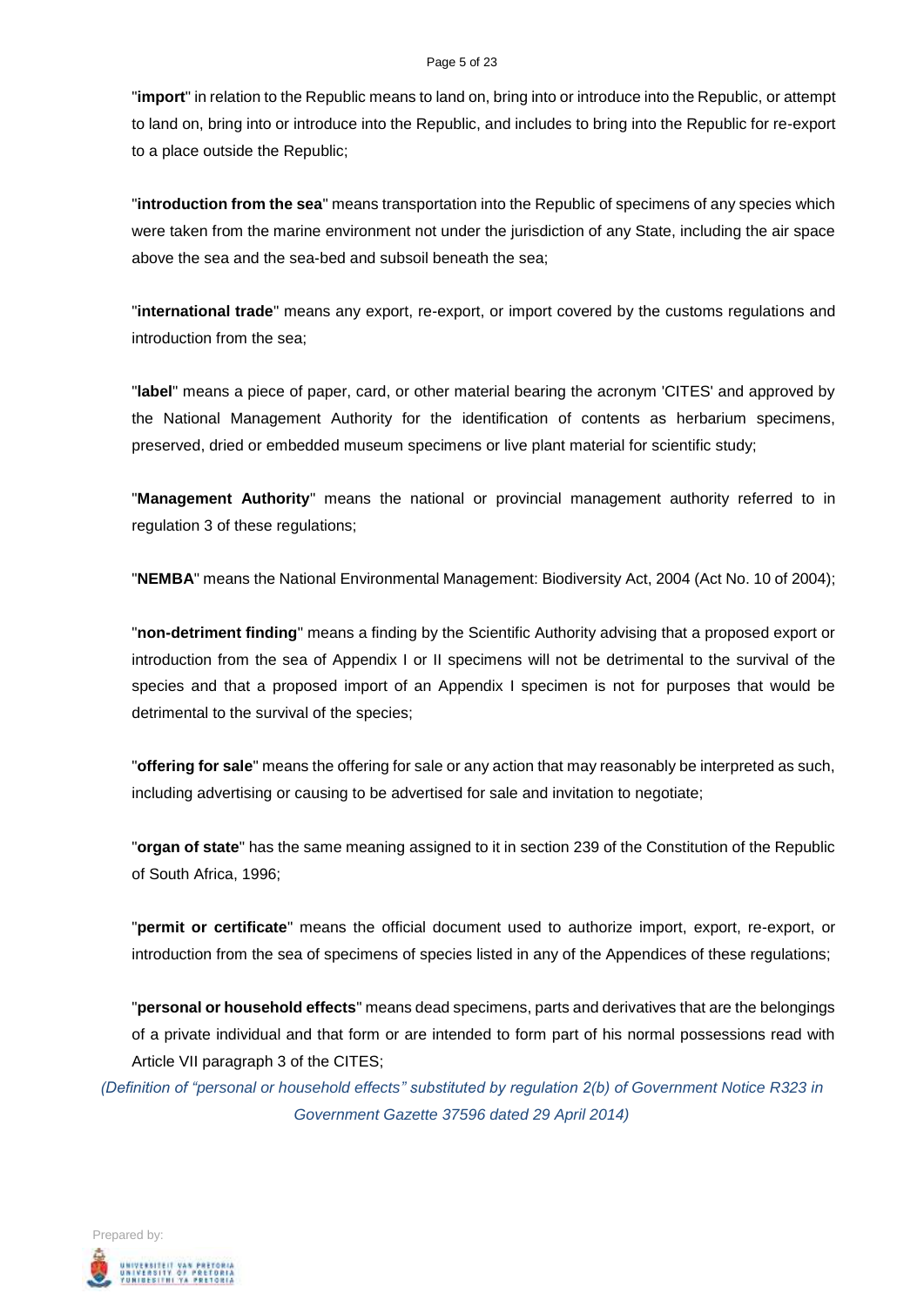"**import**" in relation to the Republic means to land on, bring into or introduce into the Republic, or attempt to land on, bring into or introduce into the Republic, and includes to bring into the Republic for re-export to a place outside the Republic;

"**introduction from the sea**" means transportation into the Republic of specimens of any species which were taken from the marine environment not under the jurisdiction of any State, including the air space above the sea and the sea-bed and subsoil beneath the sea;

"**international trade**" means any export, re-export, or import covered by the customs regulations and introduction from the sea;

"**label**" means a piece of paper, card, or other material bearing the acronym 'CITES' and approved by the National Management Authority for the identification of contents as herbarium specimens, preserved, dried or embedded museum specimens or live plant material for scientific study;

"**Management Authority**" means the national or provincial management authority referred to in regulation 3 of these regulations;

"**NEMBA**" means the National Environmental Management: Biodiversity Act, 2004 (Act No. 10 of 2004);

"**non-detriment finding**" means a finding by the Scientific Authority advising that a proposed export or introduction from the sea of Appendix I or II specimens will not be detrimental to the survival of the species and that a proposed import of an Appendix I specimen is not for purposes that would be detrimental to the survival of the species;

"**offering for sale**" means the offering for sale or any action that may reasonably be interpreted as such, including advertising or causing to be advertised for sale and invitation to negotiate;

"**organ of state**" has the same meaning assigned to it in section 239 of the Constitution of the Republic of South Africa, 1996;

"**permit or certificate**" means the official document used to authorize import, export, re-export, or introduction from the sea of specimens of species listed in any of the Appendices of these regulations;

"**personal or household effects**" means dead specimens, parts and derivatives that are the belongings of a private individual and that form or are intended to form part of his normal possessions read with Article VII paragraph 3 of the CITES;

*(Definition of "personal or household effects" substituted by regulation 2(b) of Government Notice R323 in Government Gazette 37596 dated 29 April 2014)*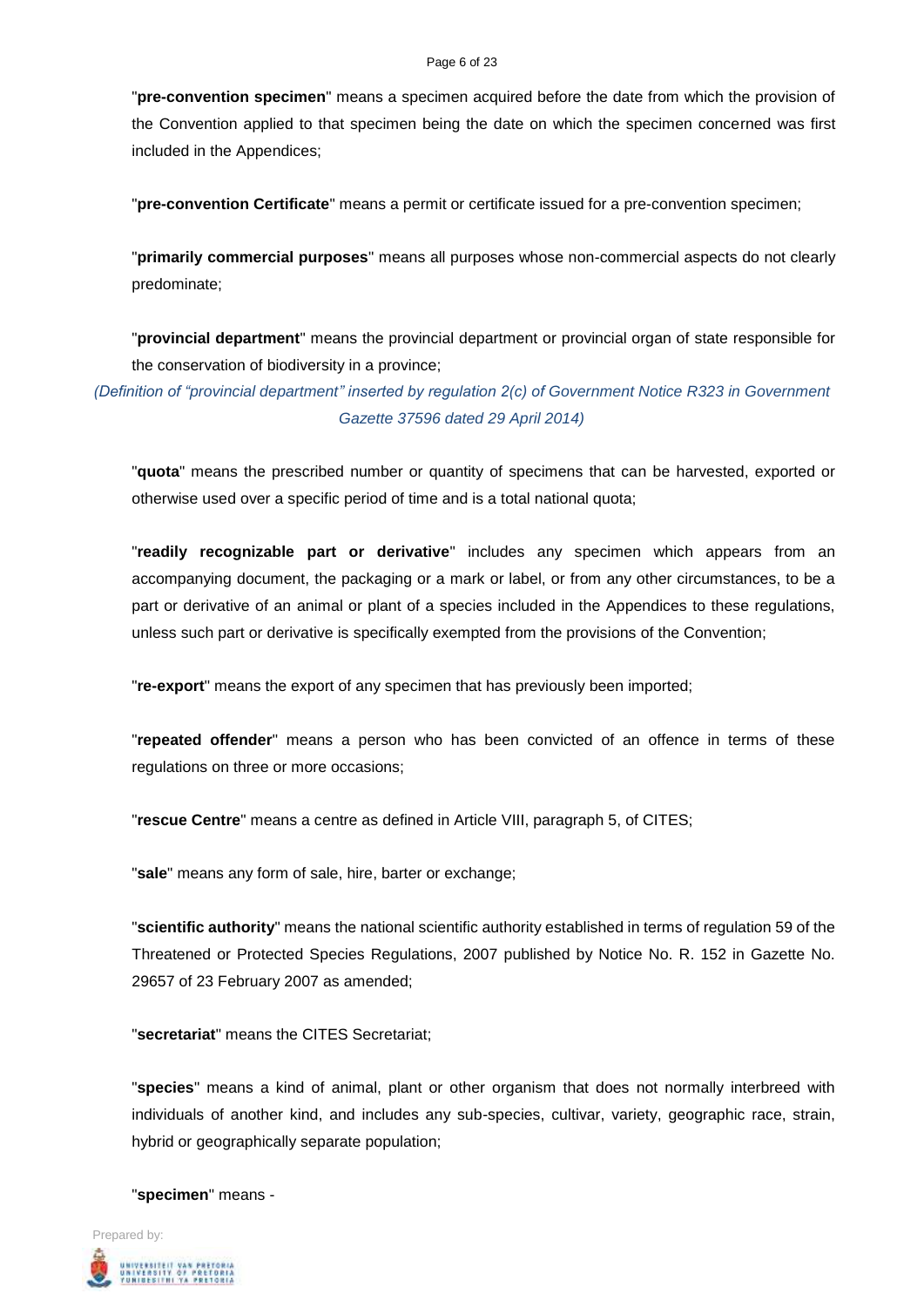"**pre-convention specimen**" means a specimen acquired before the date from which the provision of the Convention applied to that specimen being the date on which the specimen concerned was first included in the Appendices;

"**pre-convention Certificate**" means a permit or certificate issued for a pre-convention specimen;

"**primarily commercial purposes**" means all purposes whose non-commercial aspects do not clearly predominate;

"**provincial department**" means the provincial department or provincial organ of state responsible for the conservation of biodiversity in a province;

*(Definition of "provincial department" inserted by regulation 2(c) of Government Notice R323 in Government Gazette 37596 dated 29 April 2014)*

"**quota**" means the prescribed number or quantity of specimens that can be harvested, exported or otherwise used over a specific period of time and is a total national quota;

"**readily recognizable part or derivative**" includes any specimen which appears from an accompanying document, the packaging or a mark or label, or from any other circumstances, to be a part or derivative of an animal or plant of a species included in the Appendices to these regulations, unless such part or derivative is specifically exempted from the provisions of the Convention;

"**re-export**" means the export of any specimen that has previously been imported;

"**repeated offender**" means a person who has been convicted of an offence in terms of these regulations on three or more occasions;

"**rescue Centre**" means a centre as defined in Article VIII, paragraph 5, of CITES;

"**sale**" means any form of sale, hire, barter or exchange;

"**scientific authority**" means the national scientific authority established in terms of regulation 59 of the Threatened or Protected Species Regulations, 2007 published by Notice No. R. 152 in Gazette No. 29657 of 23 February 2007 as amended;

"**secretariat**" means the CITES Secretariat;

"**species**" means a kind of animal, plant or other organism that does not normally interbreed with individuals of another kind, and includes any sub-species, cultivar, variety, geographic race, strain, hybrid or geographically separate population;

"**specimen**" means -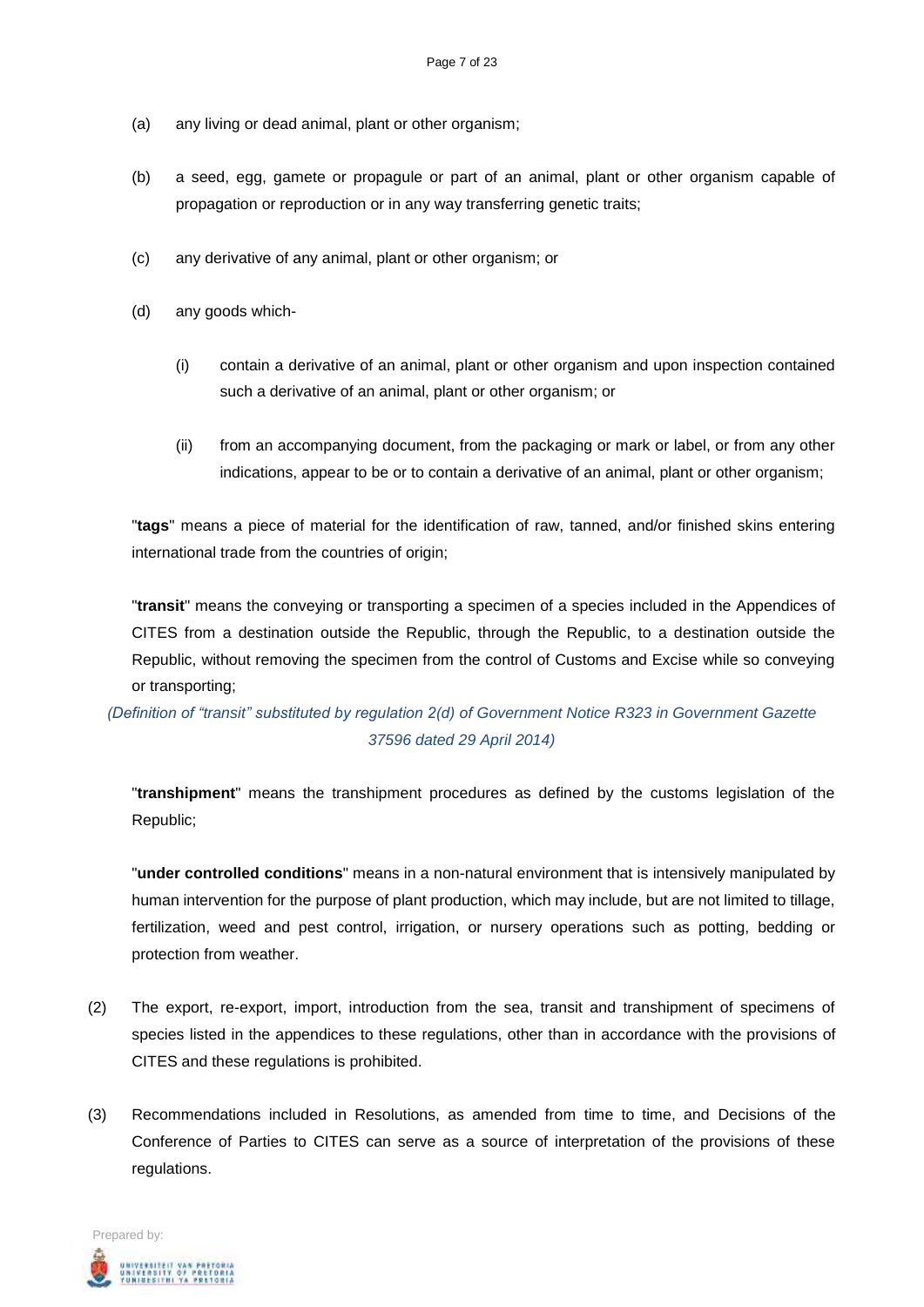(a) any living or dead animal, plant or other organism;

(b) a seed, egg, gamete or propagule or part of an animal, plant or other organism capable of propagation or reproduction or in any way transferring genetic traits;

(c) any derivative of any animal, plant or other organism; or

(d) any goods which-

(i) contain a derivative of an animal, plant or other organism and upon inspection contained such a derivative of an animal, plant or other organism; or

(ii) from an accompanying document, from the packaging or mark or label, or from any other indications, appear to be or to contain a derivative of an animal, plant or other organism;

"**tags**" means a piece of material for the identification of raw, tanned, and/or finished skins entering international trade from the countries of origin;

"**transit**" means the conveying or transporting a specimen of a species included in the Appendices of CITES from a destination outside the Republic, through the Republic, to a destination outside the Republic, without removing the specimen from the control of Customs and Excise while so conveying or transporting;

*(Definition of "transit" substituted by regulation 2(d) of Government Notice R323 in Government Gazette 37596 dated 29 April 2014)*

"**transhipment**" means the transhipment procedures as defined by the customs legislation of the Republic;

"**under controlled conditions**" means in a non-natural environment that is intensively manipulated by human intervention for the purpose of plant production, which may include, but are not limited to tillage, fertilization, weed and pest control, irrigation, or nursery operations such as potting, bedding or protection from weather.

(2) The export, re-export, import, introduction from the sea, transit and transhipment of specimens of species listed in the appendices to these regulations, other than in accordance with the provisions of CITES and these regulations is prohibited.

(3) Recommendations included in Resolutions, as amended from time to time, and Decisions of the Conference of Parties to CITES can serve as a source of interpretation of the provisions of these regulations.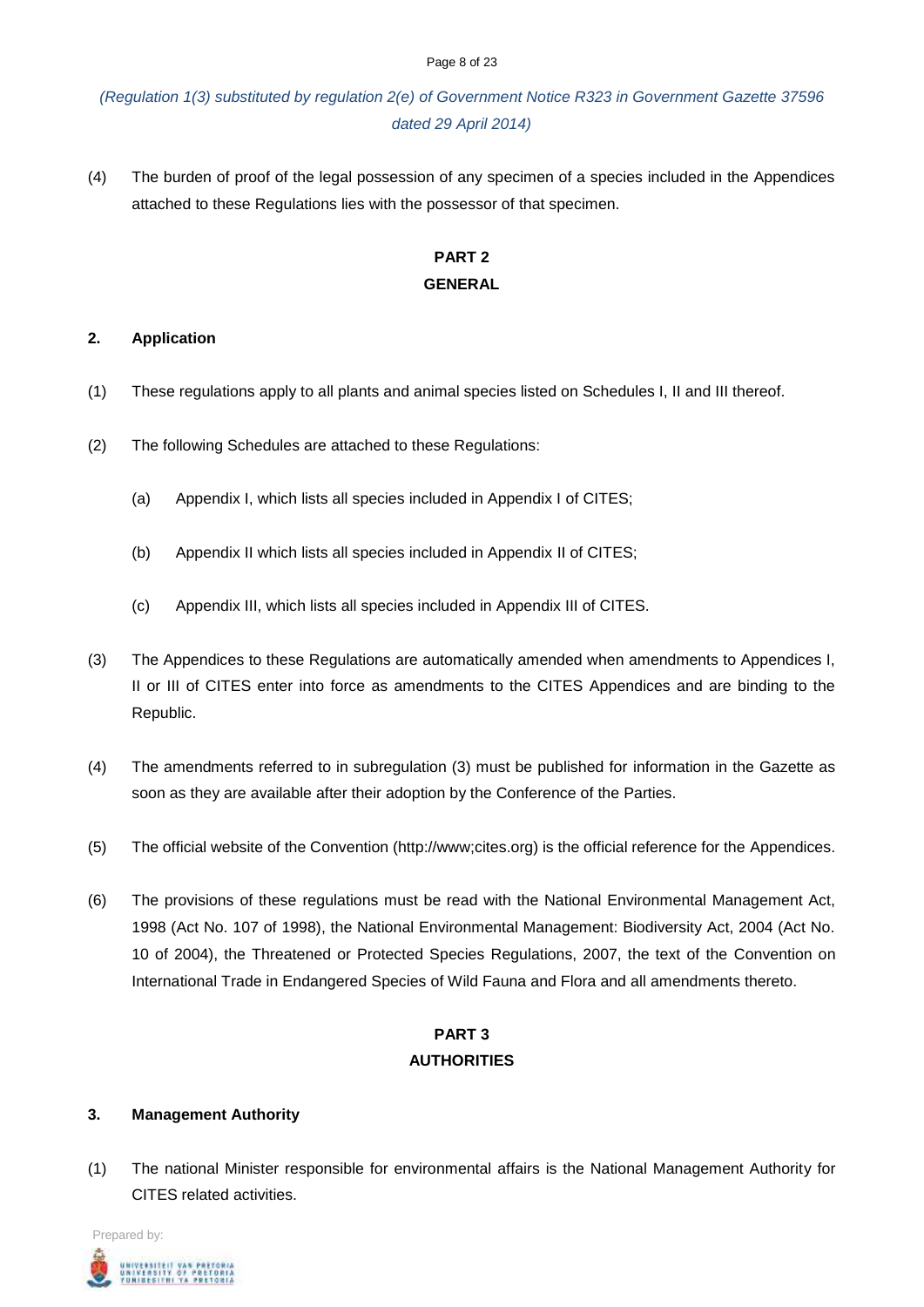*(Regulation 1(3) substituted by regulation 2(e) of Government Notice R323 in Government Gazette 37596 dated 29 April 2014)*

(4) The burden of proof of the legal possession of any specimen of a species included in the Appendices attached to these Regulations lies with the possessor of that specimen.

## PART 2
## GENERAL

### 2. Application

(1) These regulations apply to all plants and animal species listed on Schedules I, II and III thereof.

(2) The following Schedules are attached to these Regulations:

(a) Appendix I, which lists all species included in Appendix I of CITES;

(b) Appendix II which lists all species included in Appendix II of CITES;

(c) Appendix III, which lists all species included in Appendix III of CITES.

(3) The Appendices to these Regulations are automatically amended when amendments to Appendices I, II or III of CITES enter into force as amendments to the CITES Appendices and are binding to the Republic.

(4) The amendments referred to in subregulation (3) must be published for information in the Gazette as soon as they are available after their adoption by the Conference of the Parties.

(5) The official website of the Convention (http://www;cites.org) is the official reference for the Appendices.

(6) The provisions of these regulations must be read with the National Environmental Management Act, 1998 (Act No. 107 of 1998), the National Environmental Management: Biodiversity Act, 2004 (Act No. 10 of 2004), the Threatened or Protected Species Regulations, 2007, the text of the Convention on International Trade in Endangered Species of Wild Fauna and Flora and all amendments thereto.

## PART 3
## AUTHORITIES

### 3. Management Authority

(1) The national Minister responsible for environmental affairs is the National Management Authority for CITES related activities.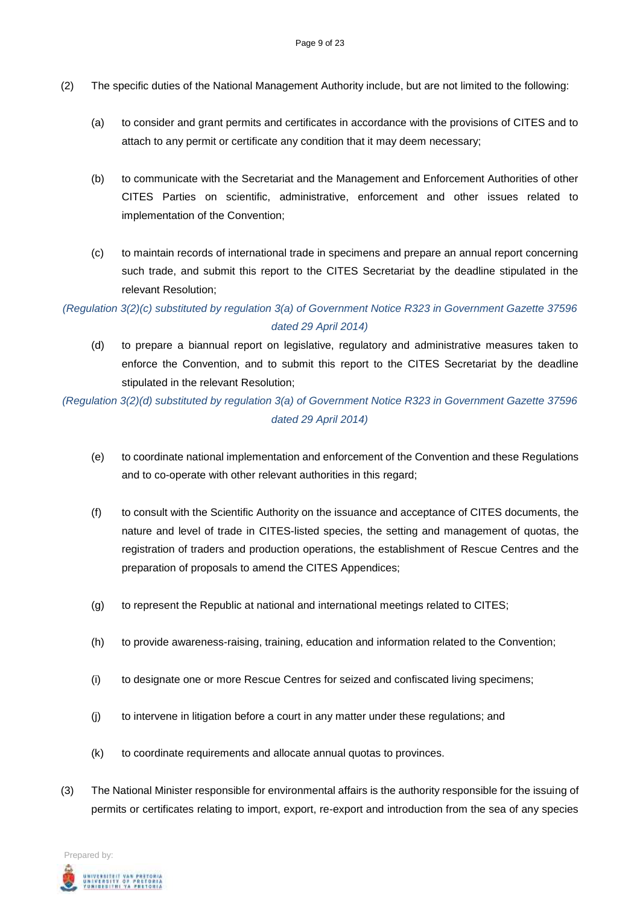(2) The specific duties of the National Management Authority include, but are not limited to the following:

(a) to consider and grant permits and certificates in accordance with the provisions of CITES and to attach to any permit or certificate any condition that it may deem necessary;

(b) to communicate with the Secretariat and the Management and Enforcement Authorities of other CITES Parties on scientific, administrative, enforcement and other issues related to implementation of the Convention;

(c) to maintain records of international trade in specimens and prepare an annual report concerning such trade, and submit this report to the CITES Secretariat by the deadline stipulated in the relevant Resolution;

*(Regulation 3(2)(c) substituted by regulation 3(a) of Government Notice R323 in Government Gazette 37596 dated 29 April 2014)*

(d) to prepare a biannual report on legislative, regulatory and administrative measures taken to enforce the Convention, and to submit this report to the CITES Secretariat by the deadline stipulated in the relevant Resolution;

*(Regulation 3(2)(d) substituted by regulation 3(a) of Government Notice R323 in Government Gazette 37596 dated 29 April 2014)*

(e) to coordinate national implementation and enforcement of the Convention and these Regulations and to co-operate with other relevant authorities in this regard;

(f) to consult with the Scientific Authority on the issuance and acceptance of CITES documents, the nature and level of trade in CITES-listed species, the setting and management of quotas, the registration of traders and production operations, the establishment of Rescue Centres and the preparation of proposals to amend the CITES Appendices;

(g) to represent the Republic at national and international meetings related to CITES;

(h) to provide awareness-raising, training, education and information related to the Convention;

(i) to designate one or more Rescue Centres for seized and confiscated living specimens;

(j) to intervene in litigation before a court in any matter under these regulations; and

(k) to coordinate requirements and allocate annual quotas to provinces.

(3) The National Minister responsible for environmental affairs is the authority responsible for the issuing of permits or certificates relating to import, export, re-export and introduction from the sea of any species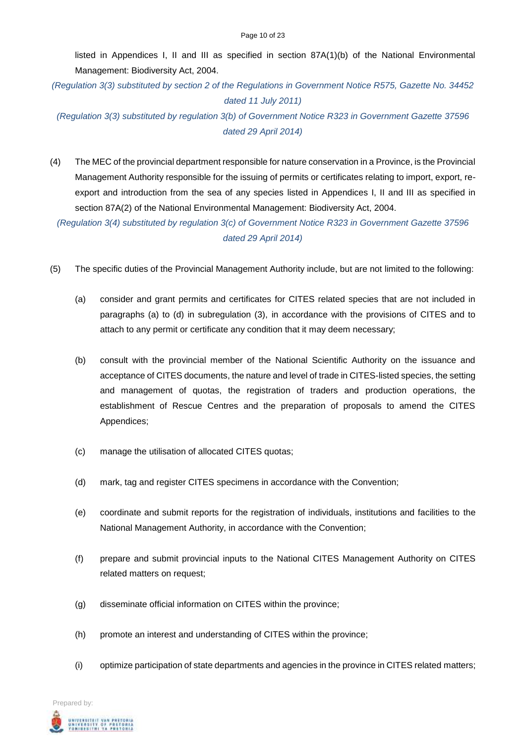listed in Appendices I, II and III as specified in section 87A(1)(b) of the National Environmental Management: Biodiversity Act, 2004.

*(Regulation 3(3) substituted by section 2 of the Regulations in Government Notice R575, Gazette No. 34452 dated 11 July 2011)*

*(Regulation 3(3) substituted by regulation 3(b) of Government Notice R323 in Government Gazette 37596 dated 29 April 2014)*

(4) The MEC of the provincial department responsible for nature conservation in a Province, is the Provincial Management Authority responsible for the issuing of permits or certificates relating to import, export, re-export and introduction from the sea of any species listed in Appendices I, II and III as specified in section 87A(2) of the National Environmental Management: Biodiversity Act, 2004.

*(Regulation 3(4) substituted by regulation 3(c) of Government Notice R323 in Government Gazette 37596 dated 29 April 2014)*

(5) The specific duties of the Provincial Management Authority include, but are not limited to the following:

(a) consider and grant permits and certificates for CITES related species that are not included in paragraphs (a) to (d) in subregulation (3), in accordance with the provisions of CITES and to attach to any permit or certificate any condition that it may deem necessary;

(b) consult with the provincial member of the National Scientific Authority on the issuance and acceptance of CITES documents, the nature and level of trade in CITES-listed species, the setting and management of quotas, the registration of traders and production operations, the establishment of Rescue Centres and the preparation of proposals to amend the CITES Appendices;

(c) manage the utilisation of allocated CITES quotas;

(d) mark, tag and register CITES specimens in accordance with the Convention;

(e) coordinate and submit reports for the registration of individuals, institutions and facilities to the National Management Authority, in accordance with the Convention;

(f) prepare and submit provincial inputs to the National CITES Management Authority on CITES related matters on request;

(g) disseminate official information on CITES within the province;

(h) promote an interest and understanding of CITES within the province;

(i) optimize participation of state departments and agencies in the province in CITES related matters;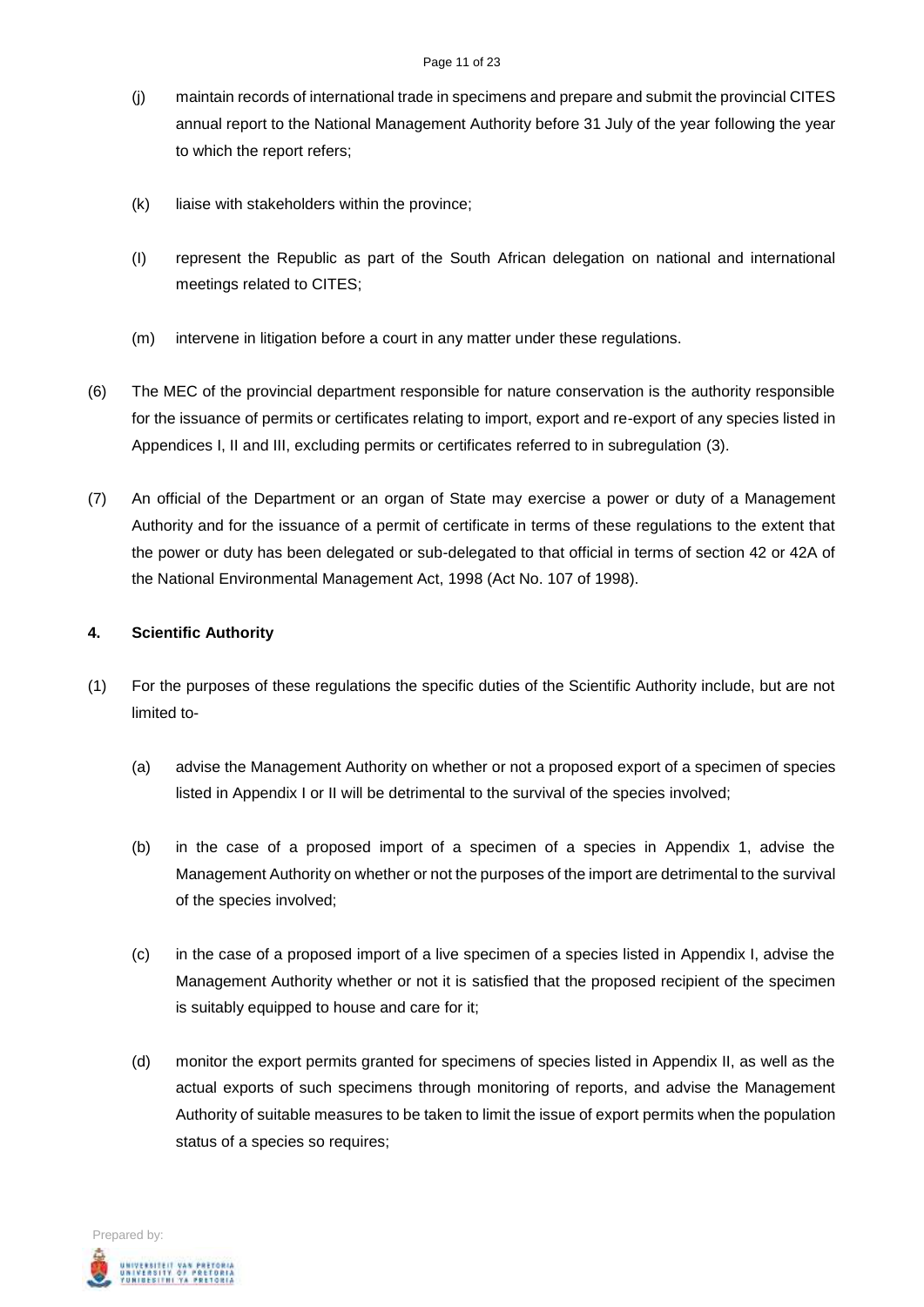(j) maintain records of international trade in specimens and prepare and submit the provincial CITES annual report to the National Management Authority before 31 July of the year following the year to which the report refers;

(k) liaise with stakeholders within the province;

(l) represent the Republic as part of the South African delegation on national and international meetings related to CITES;

(m) intervene in litigation before a court in any matter under these regulations.

(6) The MEC of the provincial department responsible for nature conservation is the authority responsible for the issuance of permits or certificates relating to import, export and re-export of any species listed in Appendices I, II and III, excluding permits or certificates referred to in subregulation (3).

(7) An official of the Department or an organ of State may exercise a power or duty of a Management Authority and for the issuance of a permit of certificate in terms of these regulations to the extent that the power or duty has been delegated or sub-delegated to that official in terms of section 42 or 42A of the National Environmental Management Act, 1998 (Act No. 107 of 1998).

**4. Scientific Authority**

(1) For the purposes of these regulations the specific duties of the Scientific Authority include, but are not limited to-

(a) advise the Management Authority on whether or not a proposed export of a specimen of species listed in Appendix I or II will be detrimental to the survival of the species involved;

(b) in the case of a proposed import of a specimen of a species in Appendix 1, advise the Management Authority on whether or not the purposes of the import are detrimental to the survival of the species involved;

(c) in the case of a proposed import of a live specimen of a species listed in Appendix I, advise the Management Authority whether or not it is satisfied that the proposed recipient of the specimen is suitably equipped to house and care for it;

(d) monitor the export permits granted for specimens of species listed in Appendix II, as well as the actual exports of such specimens through monitoring of reports, and advise the Management Authority of suitable measures to be taken to limit the issue of export permits when the population status of a species so requires;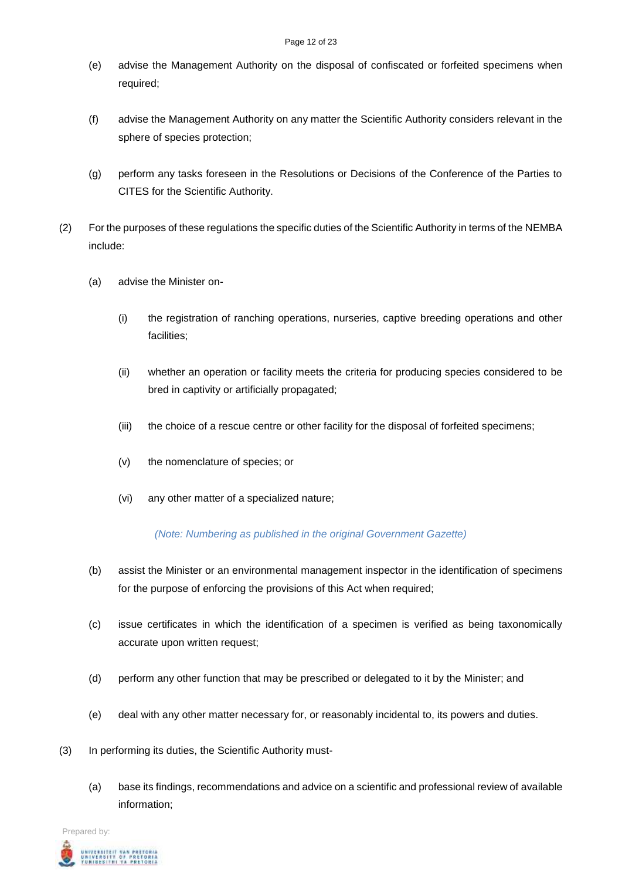(e) advise the Management Authority on the disposal of confiscated or forfeited specimens when required;

(f) advise the Management Authority on any matter the Scientific Authority considers relevant in the sphere of species protection;

(g) perform any tasks foreseen in the Resolutions or Decisions of the Conference of the Parties to CITES for the Scientific Authority.

(2) For the purposes of these regulations the specific duties of the Scientific Authority in terms of the NEMBA include:

(a) advise the Minister on-

(i) the registration of ranching operations, nurseries, captive breeding operations and other facilities;

(ii) whether an operation or facility meets the criteria for producing species considered to be bred in captivity or artificially propagated;

(iii) the choice of a rescue centre or other facility for the disposal of forfeited specimens;

(v) the nomenclature of species; or

(vi) any other matter of a specialized nature;

*(Note: Numbering as published in the original Government Gazette)*

(b) assist the Minister or an environmental management inspector in the identification of specimens for the purpose of enforcing the provisions of this Act when required;

(c) issue certificates in which the identification of a specimen is verified as being taxonomically accurate upon written request;

(d) perform any other function that may be prescribed or delegated to it by the Minister; and

(e) deal with any other matter necessary for, or reasonably incidental to, its powers and duties.

(3) In performing its duties, the Scientific Authority must-

(a) base its findings, recommendations and advice on a scientific and professional review of available information;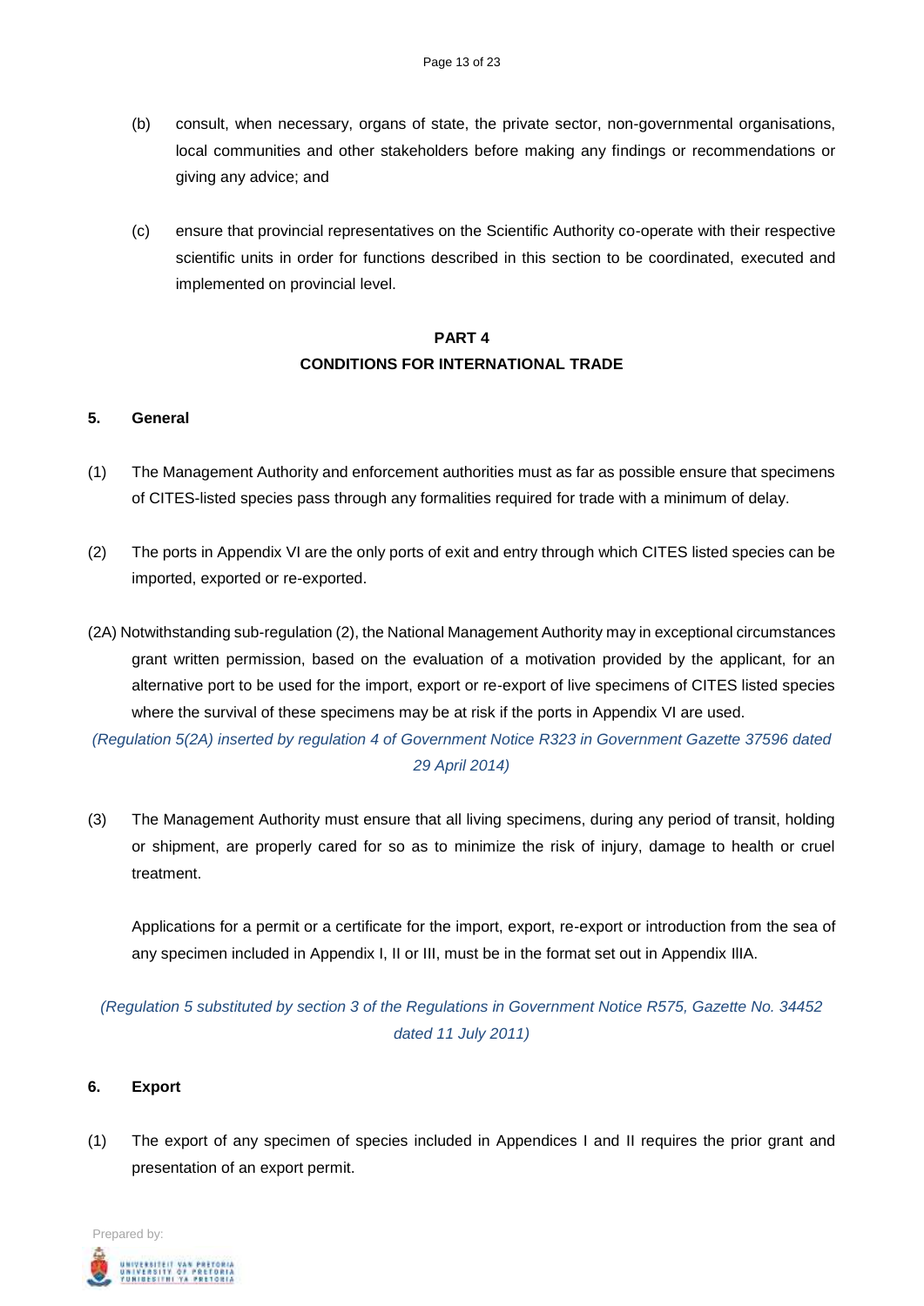(b) consult, when necessary, organs of state, the private sector, non-governmental organisations, local communities and other stakeholders before making any findings or recommendations or giving any advice; and

(c) ensure that provincial representatives on the Scientific Authority co-operate with their respective scientific units in order for functions described in this section to be coordinated, executed and implemented on provincial level.

## PART 4
## CONDITIONS FOR INTERNATIONAL TRADE

### 5. General

(1) The Management Authority and enforcement authorities must as far as possible ensure that specimens of CITES-listed species pass through any formalities required for trade with a minimum of delay.

(2) The ports in Appendix VI are the only ports of exit and entry through which CITES listed species can be imported, exported or re-exported.

(2A) Notwithstanding sub-regulation (2), the National Management Authority may in exceptional circumstances grant written permission, based on the evaluation of a motivation provided by the applicant, for an alternative port to be used for the import, export or re-export of live specimens of CITES listed species where the survival of these specimens may be at risk if the ports in Appendix VI are used.

*(Regulation 5(2A) inserted by regulation 4 of Government Notice R323 in Government Gazette 37596 dated 29 April 2014)*

(3) The Management Authority must ensure that all living specimens, during any period of transit, holding or shipment, are properly cared for so as to minimize the risk of injury, damage to health or cruel treatment.

Applications for a permit or a certificate for the import, export, re-export or introduction from the sea of any specimen included in Appendix I, II or III, must be in the format set out in Appendix IIIA.

*(Regulation 5 substituted by section 3 of the Regulations in Government Notice R575, Gazette No. 34452 dated 11 July 2011)*

### 6. Export

(1) The export of any specimen of species included in Appendices I and II requires the prior grant and presentation of an export permit.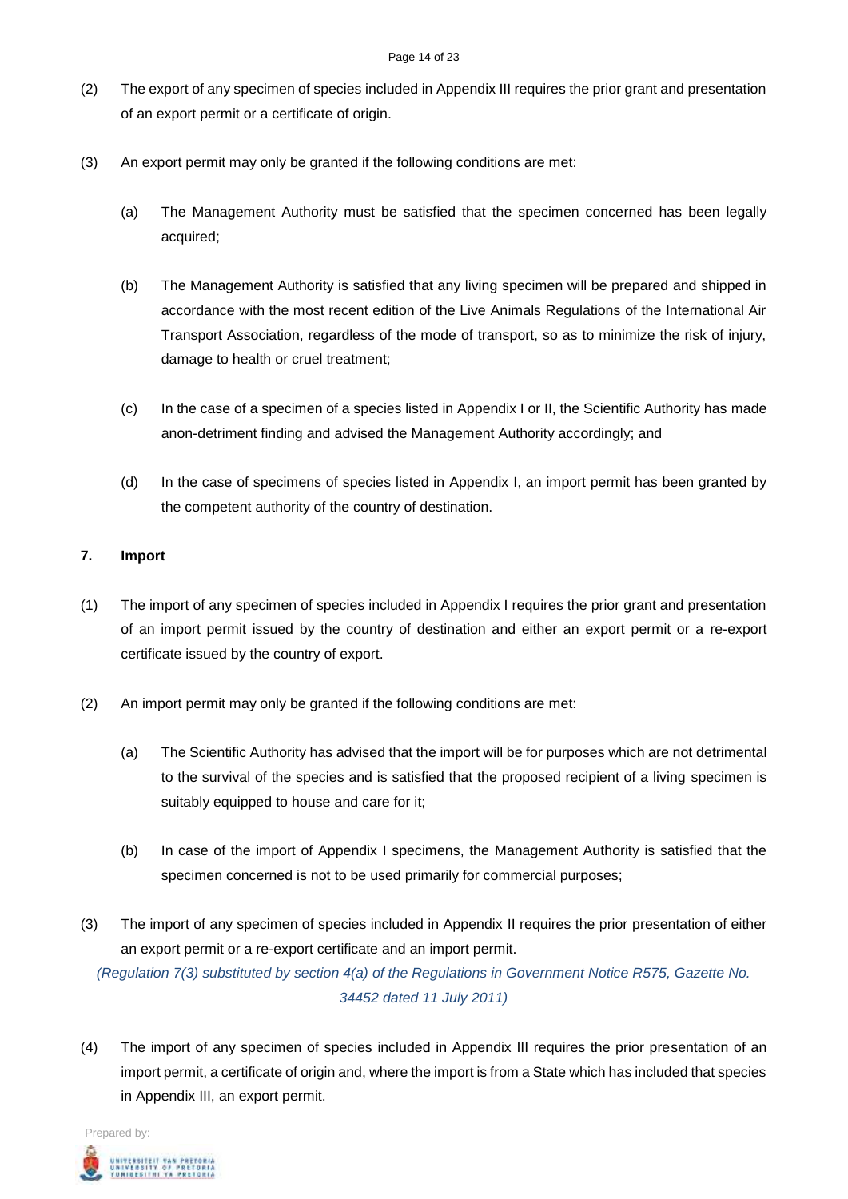(2) The export of any specimen of species included in Appendix III requires the prior grant and presentation of an export permit or a certificate of origin.

(3) An export permit may only be granted if the following conditions are met:

(a) The Management Authority must be satisfied that the specimen concerned has been legally acquired;

(b) The Management Authority is satisfied that any living specimen will be prepared and shipped in accordance with the most recent edition of the Live Animals Regulations of the International Air Transport Association, regardless of the mode of transport, so as to minimize the risk of injury, damage to health or cruel treatment;

(c) In the case of a specimen of a species listed in Appendix I or II, the Scientific Authority has made anon-detriment finding and advised the Management Authority accordingly; and

(d) In the case of specimens of species listed in Appendix I, an import permit has been granted by the competent authority of the country of destination.

**7. Import**

(1) The import of any specimen of species included in Appendix I requires the prior grant and presentation of an import permit issued by the country of destination and either an export permit or a re-export certificate issued by the country of export.

(2) An import permit may only be granted if the following conditions are met:

(a) The Scientific Authority has advised that the import will be for purposes which are not detrimental to the survival of the species and is satisfied that the proposed recipient of a living specimen is suitably equipped to house and care for it;

(b) In case of the import of Appendix I specimens, the Management Authority is satisfied that the specimen concerned is not to be used primarily for commercial purposes;

(3) The import of any specimen of species included in Appendix II requires the prior presentation of either an export permit or a re-export certificate and an import permit.

*(Regulation 7(3) substituted by section 4(a) of the Regulations in Government Notice R575, Gazette No. 34452 dated 11 July 2011)*

(4) The import of any specimen of species included in Appendix III requires the prior presentation of an import permit, a certificate of origin and, where the import is from a State which has included that species in Appendix III, an export permit.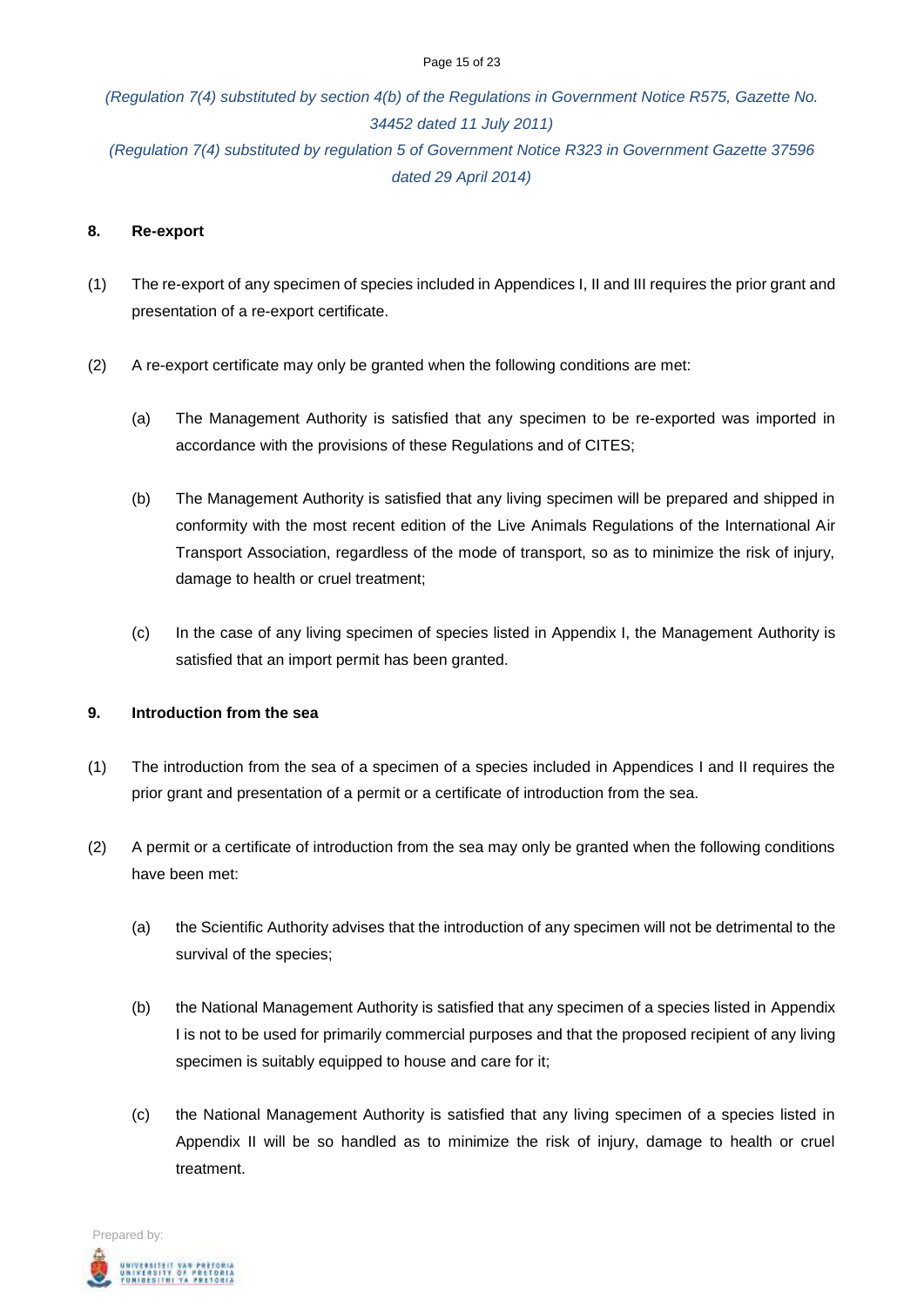*(Regulation 7(4) substituted by section 4(b) of the Regulations in Government Notice R575, Gazette No. 34452 dated 11 July 2011)*

*(Regulation 7(4) substituted by regulation 5 of Government Notice R323 in Government Gazette 37596 dated 29 April 2014)*

**8. Re-export**

(1) The re-export of any specimen of species included in Appendices I, II and III requires the prior grant and presentation of a re-export certificate.

(2) A re-export certificate may only be granted when the following conditions are met:

(a) The Management Authority is satisfied that any specimen to be re-exported was imported in accordance with the provisions of these Regulations and of CITES;

(b) The Management Authority is satisfied that any living specimen will be prepared and shipped in conformity with the most recent edition of the Live Animals Regulations of the International Air Transport Association, regardless of the mode of transport, so as to minimize the risk of injury, damage to health or cruel treatment;

(c) In the case of any living specimen of species listed in Appendix I, the Management Authority is satisfied that an import permit has been granted.

**9. Introduction from the sea**

(1) The introduction from the sea of a specimen of a species included in Appendices I and II requires the prior grant and presentation of a permit or a certificate of introduction from the sea.

(2) A permit or a certificate of introduction from the sea may only be granted when the following conditions have been met:

(a) the Scientific Authority advises that the introduction of any specimen will not be detrimental to the survival of the species;

(b) the National Management Authority is satisfied that any specimen of a species listed in Appendix I is not to be used for primarily commercial purposes and that the proposed recipient of any living specimen is suitably equipped to house and care for it;

(c) the National Management Authority is satisfied that any living specimen of a species listed in Appendix II will be so handled as to minimize the risk of injury, damage to health or cruel treatment.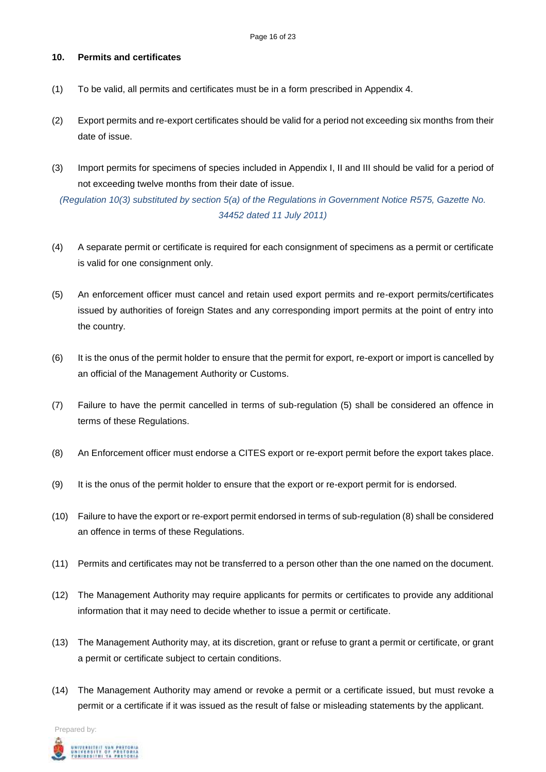## 10. Permits and certificates

(1) To be valid, all permits and certificates must be in a form prescribed in Appendix 4.

(2) Export permits and re-export certificates should be valid for a period not exceeding six months from their date of issue.

(3) Import permits for specimens of species included in Appendix I, II and III should be valid for a period of not exceeding twelve months from their date of issue.

*(Regulation 10(3) substituted by section 5(a) of the Regulations in Government Notice R575, Gazette No. 34452 dated 11 July 2011)*

(4) A separate permit or certificate is required for each consignment of specimens as a permit or certificate is valid for one consignment only.

(5) An enforcement officer must cancel and retain used export permits and re-export permits/certificates issued by authorities of foreign States and any corresponding import permits at the point of entry into the country.

(6) It is the onus of the permit holder to ensure that the permit for export, re-export or import is cancelled by an official of the Management Authority or Customs.

(7) Failure to have the permit cancelled in terms of sub-regulation (5) shall be considered an offence in terms of these Regulations.

(8) An Enforcement officer must endorse a CITES export or re-export permit before the export takes place.

(9) It is the onus of the permit holder to ensure that the export or re-export permit for is endorsed.

(10) Failure to have the export or re-export permit endorsed in terms of sub-regulation (8) shall be considered an offence in terms of these Regulations.

(11) Permits and certificates may not be transferred to a person other than the one named on the document.

(12) The Management Authority may require applicants for permits or certificates to provide any additional information that it may need to decide whether to issue a permit or certificate.

(13) The Management Authority may, at its discretion, grant or refuse to grant a permit or certificate, or grant a permit or certificate subject to certain conditions.

(14) The Management Authority may amend or revoke a permit or a certificate issued, but must revoke a permit or a certificate if it was issued as the result of false or misleading statements by the applicant.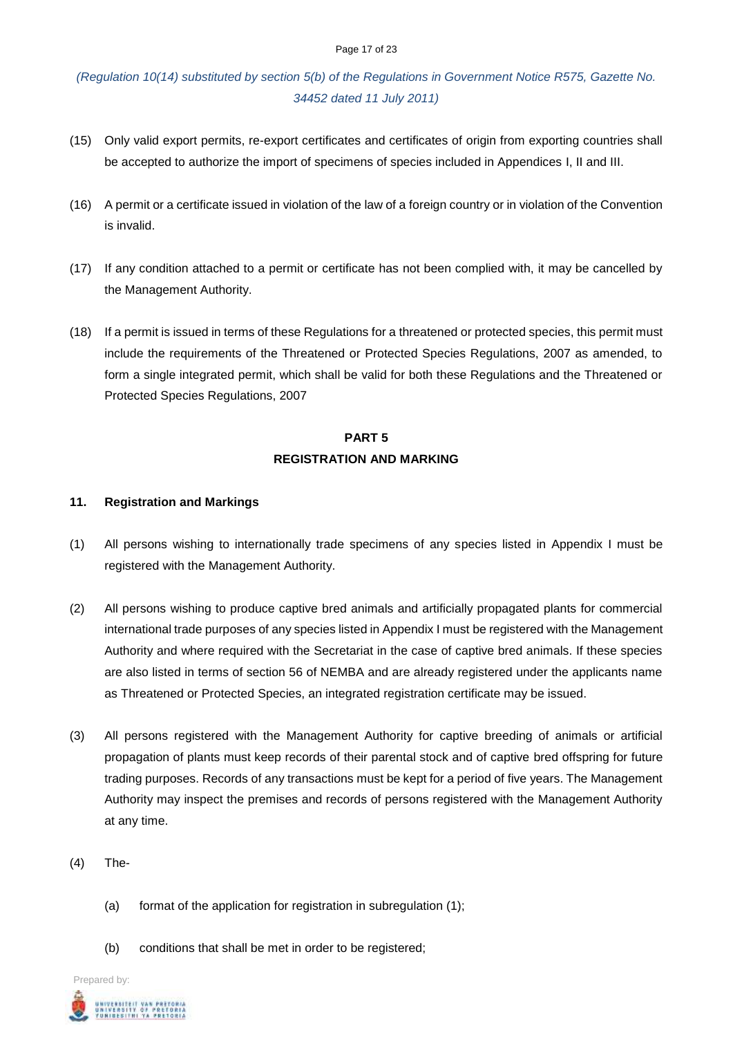*(Regulation 10(14) substituted by section 5(b) of the Regulations in Government Notice R575, Gazette No. 34452 dated 11 July 2011)*

(15) Only valid export permits, re-export certificates and certificates of origin from exporting countries shall be accepted to authorize the import of specimens of species included in Appendices I, II and III.

(16) A permit or a certificate issued in violation of the law of a foreign country or in violation of the Convention is invalid.

(17) If any condition attached to a permit or certificate has not been complied with, it may be cancelled by the Management Authority.

(18) If a permit is issued in terms of these Regulations for a threatened or protected species, this permit must include the requirements of the Threatened or Protected Species Regulations, 2007 as amended, to form a single integrated permit, which shall be valid for both these Regulations and the Threatened or Protected Species Regulations, 2007

## PART 5
## REGISTRATION AND MARKING

### 11. Registration and Markings

(1) All persons wishing to internationally trade specimens of any species listed in Appendix I must be registered with the Management Authority.

(2) All persons wishing to produce captive bred animals and artificially propagated plants for commercial international trade purposes of any species listed in Appendix I must be registered with the Management Authority and where required with the Secretariat in the case of captive bred animals. If these species are also listed in terms of section 56 of NEMBA and are already registered under the applicants name as Threatened or Protected Species, an integrated registration certificate may be issued.

(3) All persons registered with the Management Authority for captive breeding of animals or artificial propagation of plants must keep records of their parental stock and of captive bred offspring for future trading purposes. Records of any transactions must be kept for a period of five years. The Management Authority may inspect the premises and records of persons registered with the Management Authority at any time.

(4) The-

(a) format of the application for registration in subregulation (1);

(b) conditions that shall be met in order to be registered;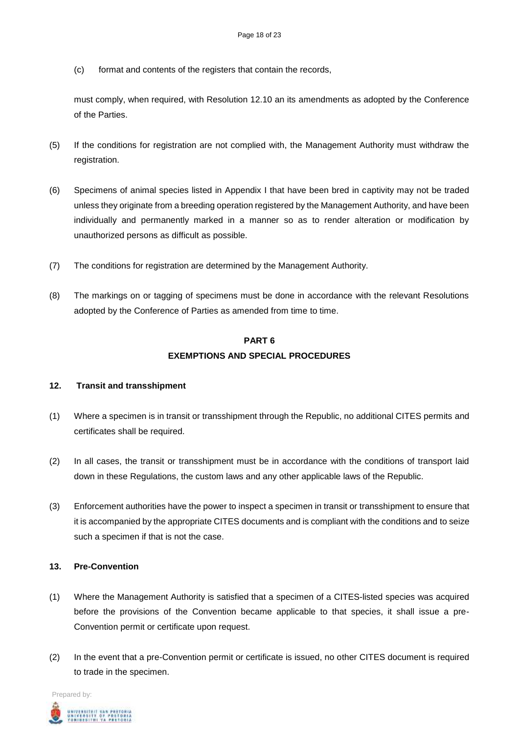(c) format and contents of the registers that contain the records,

must comply, when required, with Resolution 12.10 an its amendments as adopted by the Conference of the Parties.

(5) If the conditions for registration are not complied with, the Management Authority must withdraw the registration.

(6) Specimens of animal species listed in Appendix I that have been bred in captivity may not be traded unless they originate from a breeding operation registered by the Management Authority, and have been individually and permanently marked in a manner so as to render alteration or modification by unauthorized persons as difficult as possible.

(7) The conditions for registration are determined by the Management Authority.

(8) The markings on or tagging of specimens must be done in accordance with the relevant Resolutions adopted by the Conference of Parties as amended from time to time.

## PART 6
## EXEMPTIONS AND SPECIAL PROCEDURES

### 12. Transit and transshipment

(1) Where a specimen is in transit or transshipment through the Republic, no additional CITES permits and certificates shall be required.

(2) In all cases, the transit or transshipment must be in accordance with the conditions of transport laid down in these Regulations, the custom laws and any other applicable laws of the Republic.

(3) Enforcement authorities have the power to inspect a specimen in transit or transshipment to ensure that it is accompanied by the appropriate CITES documents and is compliant with the conditions and to seize such a specimen if that is not the case.

### 13. Pre-Convention

(1) Where the Management Authority is satisfied that a specimen of a CITES-listed species was acquired before the provisions of the Convention became applicable to that species, it shall issue a pre-Convention permit or certificate upon request.

(2) In the event that a pre-Convention permit or certificate is issued, no other CITES document is required to trade in the specimen.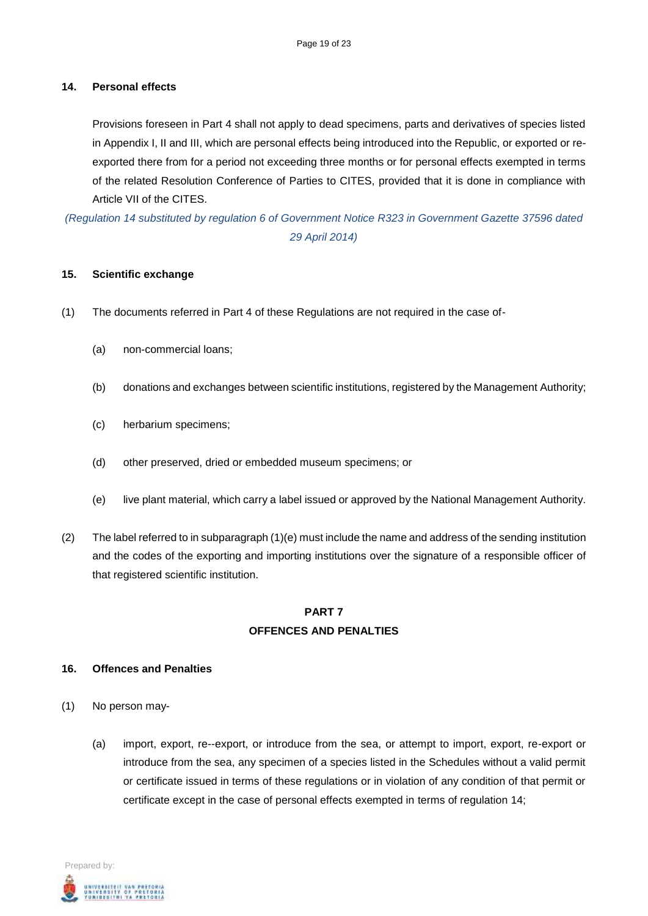**14. Personal effects**

Provisions foreseen in Part 4 shall not apply to dead specimens, parts and derivatives of species listed in Appendix I, II and III, which are personal effects being introduced into the Republic, or exported or re-exported there from for a period not exceeding three months or for personal effects exempted in terms of the related Resolution Conference of Parties to CITES, provided that it is done in compliance with Article VII of the CITES.

*(Regulation 14 substituted by regulation 6 of Government Notice R323 in Government Gazette 37596 dated 29 April 2014)*

**15. Scientific exchange**

(1) The documents referred in Part 4 of these Regulations are not required in the case of-

(a) non-commercial loans;

(b) donations and exchanges between scientific institutions, registered by the Management Authority;

(c) herbarium specimens;

(d) other preserved, dried or embedded museum specimens; or

(e) live plant material, which carry a label issued or approved by the National Management Authority.

(2) The label referred to in subparagraph (1)(e) must include the name and address of the sending institution and the codes of the exporting and importing institutions over the signature of a responsible officer of that registered scientific institution.

## PART 7
## OFFENCES AND PENALTIES

**16. Offences and Penalties**

(1) No person may-

(a) import, export, re--export, or introduce from the sea, or attempt to import, export, re-export or introduce from the sea, any specimen of a species listed in the Schedules without a valid permit or certificate issued in terms of these regulations or in violation of any condition of that permit or certificate except in the case of personal effects exempted in terms of regulation 14;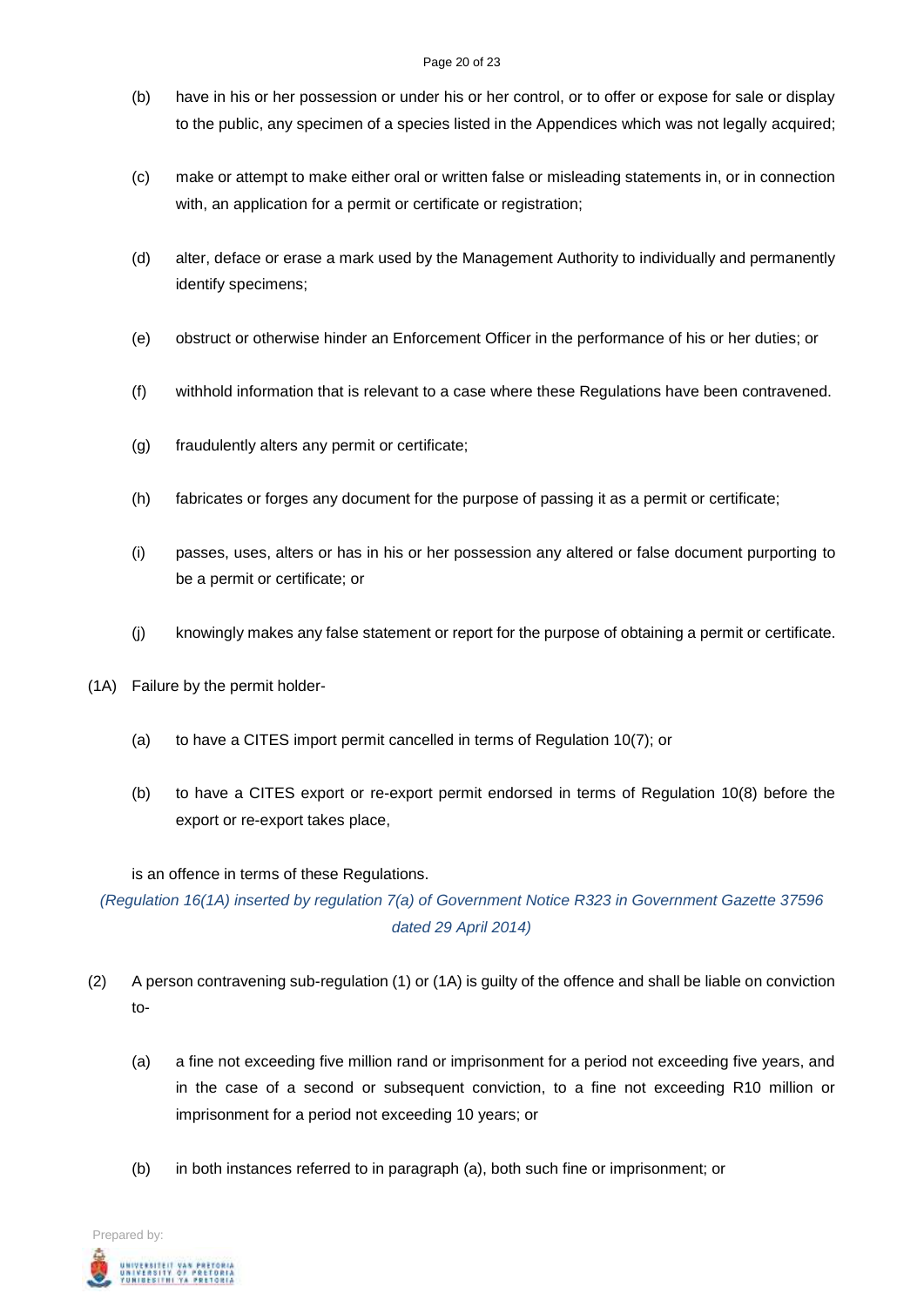(b) have in his or her possession or under his or her control, or to offer or expose for sale or display to the public, any specimen of a species listed in the Appendices which was not legally acquired;

(c) make or attempt to make either oral or written false or misleading statements in, or in connection with, an application for a permit or certificate or registration;

(d) alter, deface or erase a mark used by the Management Authority to individually and permanently identify specimens;

(e) obstruct or otherwise hinder an Enforcement Officer in the performance of his or her duties; or

(f) withhold information that is relevant to a case where these Regulations have been contravened.

(g) fraudulently alters any permit or certificate;

(h) fabricates or forges any document for the purpose of passing it as a permit or certificate;

(i) passes, uses, alters or has in his or her possession any altered or false document purporting to be a permit or certificate; or

(j) knowingly makes any false statement or report for the purpose of obtaining a permit or certificate.

(1A) Failure by the permit holder-

(a) to have a CITES import permit cancelled in terms of Regulation 10(7); or

(b) to have a CITES export or re-export permit endorsed in terms of Regulation 10(8) before the export or re-export takes place,

is an offence in terms of these Regulations.

*(Regulation 16(1A) inserted by regulation 7(a) of Government Notice R323 in Government Gazette 37596 dated 29 April 2014)*

(2) A person contravening sub-regulation (1) or (1A) is guilty of the offence and shall be liable on conviction to-

(a) a fine not exceeding five million rand or imprisonment for a period not exceeding five years, and in the case of a second or subsequent conviction, to a fine not exceeding R10 million or imprisonment for a period not exceeding 10 years; or

(b) in both instances referred to in paragraph (a), both such fine or imprisonment; or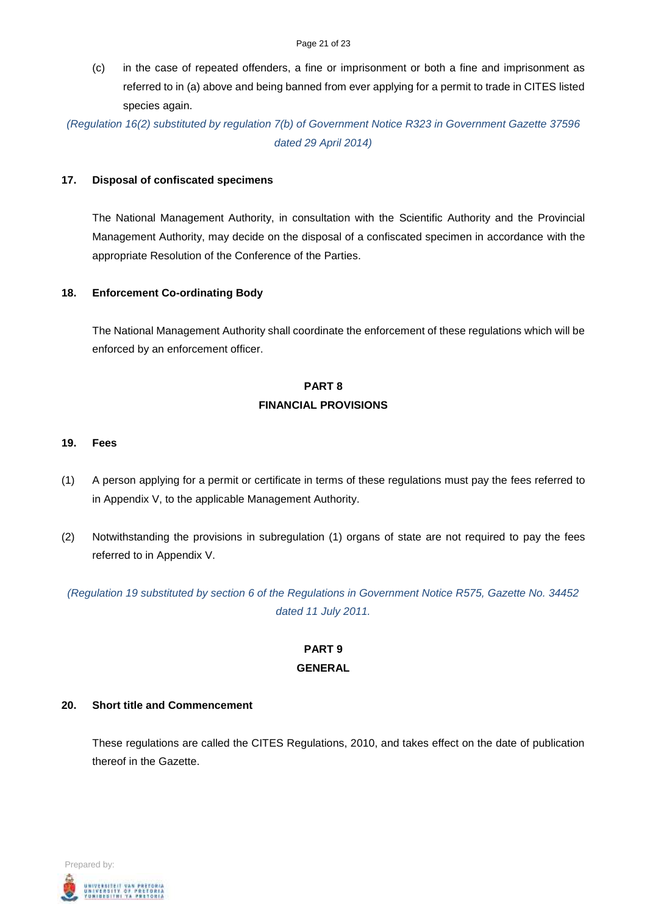(c) in the case of repeated offenders, a fine or imprisonment or both a fine and imprisonment as referred to in (a) above and being banned from ever applying for a permit to trade in CITES listed species again.

*(Regulation 16(2) substituted by regulation 7(b) of Government Notice R323 in Government Gazette 37596 dated 29 April 2014)*

**17. Disposal of confiscated specimens**

The National Management Authority, in consultation with the Scientific Authority and the Provincial Management Authority, may decide on the disposal of a confiscated specimen in accordance with the appropriate Resolution of the Conference of the Parties.

**18. Enforcement Co-ordinating Body**

The National Management Authority shall coordinate the enforcement of these regulations which will be enforced by an enforcement officer.

## PART 8
## FINANCIAL PROVISIONS

**19. Fees**

(1) A person applying for a permit or certificate in terms of these regulations must pay the fees referred to in Appendix V, to the applicable Management Authority.

(2) Notwithstanding the provisions in subregulation (1) organs of state are not required to pay the fees referred to in Appendix V.

*(Regulation 19 substituted by section 6 of the Regulations in Government Notice R575, Gazette No. 34452 dated 11 July 2011.*

## PART 9
## GENERAL

**20. Short title and Commencement**

These regulations are called the CITES Regulations, 2010, and takes effect on the date of publication thereof in the Gazette.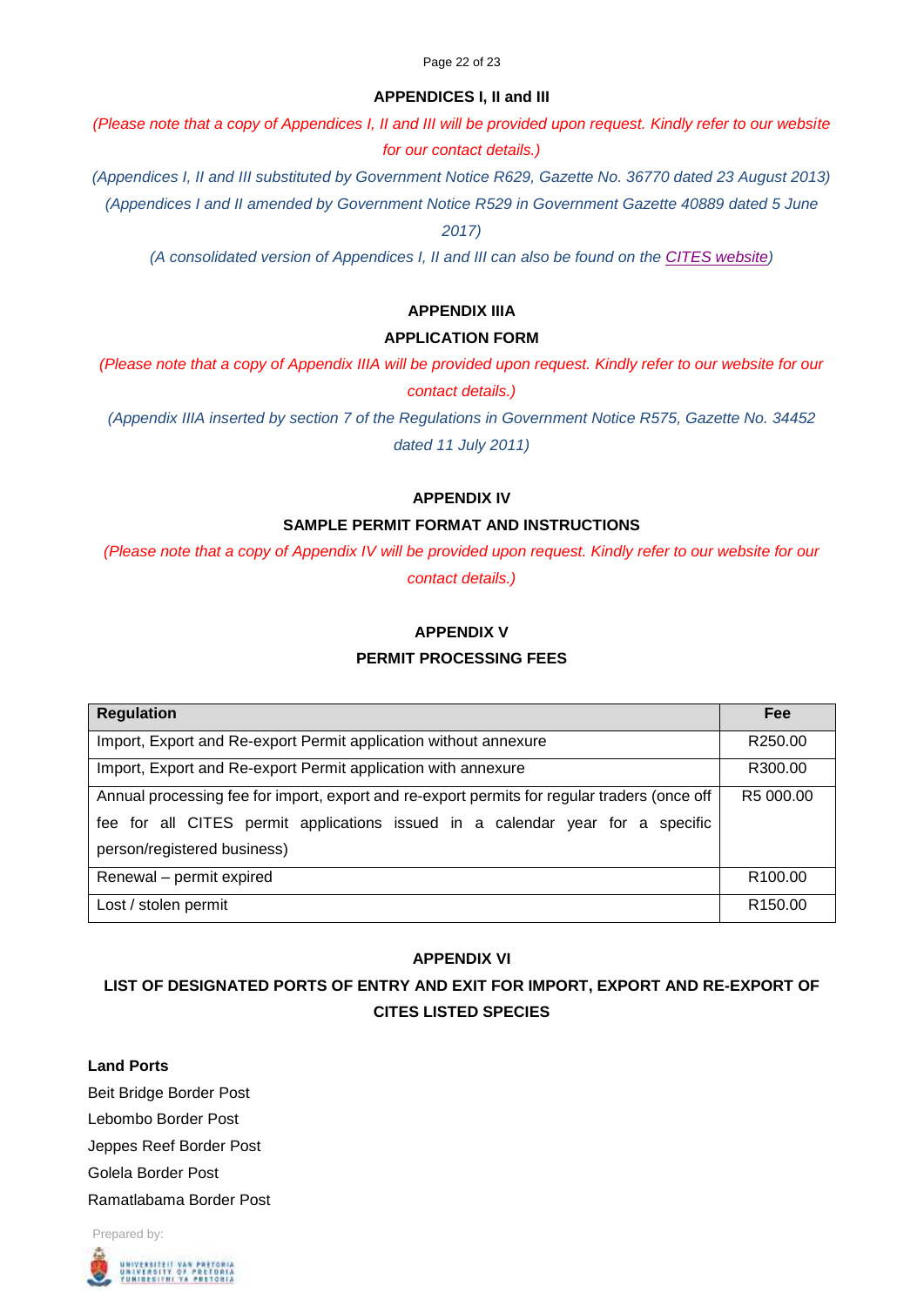## APPENDICES I, II and III

*(Please note that a copy of Appendices I, II and III will be provided upon request. Kindly refer to our website for our contact details.)*

*(Appendices I, II and III substituted by Government Notice R629, Gazette No. 36770 dated 23 August 2013)*

*(Appendices I and II amended by Government Notice R529 in Government Gazette 40889 dated 5 June 2017)*

*(A consolidated version of Appendices I, II and III can also be found on the CITES website)*

## APPENDIX IIIA

## APPLICATION FORM

*(Please note that a copy of Appendix IIIA will be provided upon request. Kindly refer to our website for our contact details.)*

*(Appendix IIIA inserted by section 7 of the Regulations in Government Notice R575, Gazette No. 34452 dated 11 July 2011)*

## APPENDIX IV

## SAMPLE PERMIT FORMAT AND INSTRUCTIONS

*(Please note that a copy of Appendix IV will be provided upon request. Kindly refer to our website for our contact details.)*

## APPENDIX V

## PERMIT PROCESSING FEES

| Regulation | Fee |
|---|---|
| Import, Export and Re-export Permit application without annexure | R250.00 |
| Import, Export and Re-export Permit application with annexure | R300.00 |
| Annual processing fee for import, export and re-export permits for regular traders (once off fee for all CITES permit applications issued in a calendar year for a specific person/registered business) | R5 000.00 |
| Renewal – permit expired | R100.00 |
| Lost / stolen permit | R150.00 |

## APPENDIX VI

## LIST OF DESIGNATED PORTS OF ENTRY AND EXIT FOR IMPORT, EXPORT AND RE-EXPORT OF CITES LISTED SPECIES

**Land Ports**

Beit Bridge Border Post

Lebombo Border Post

Jeppes Reef Border Post

Golela Border Post

Ramatlabama Border Post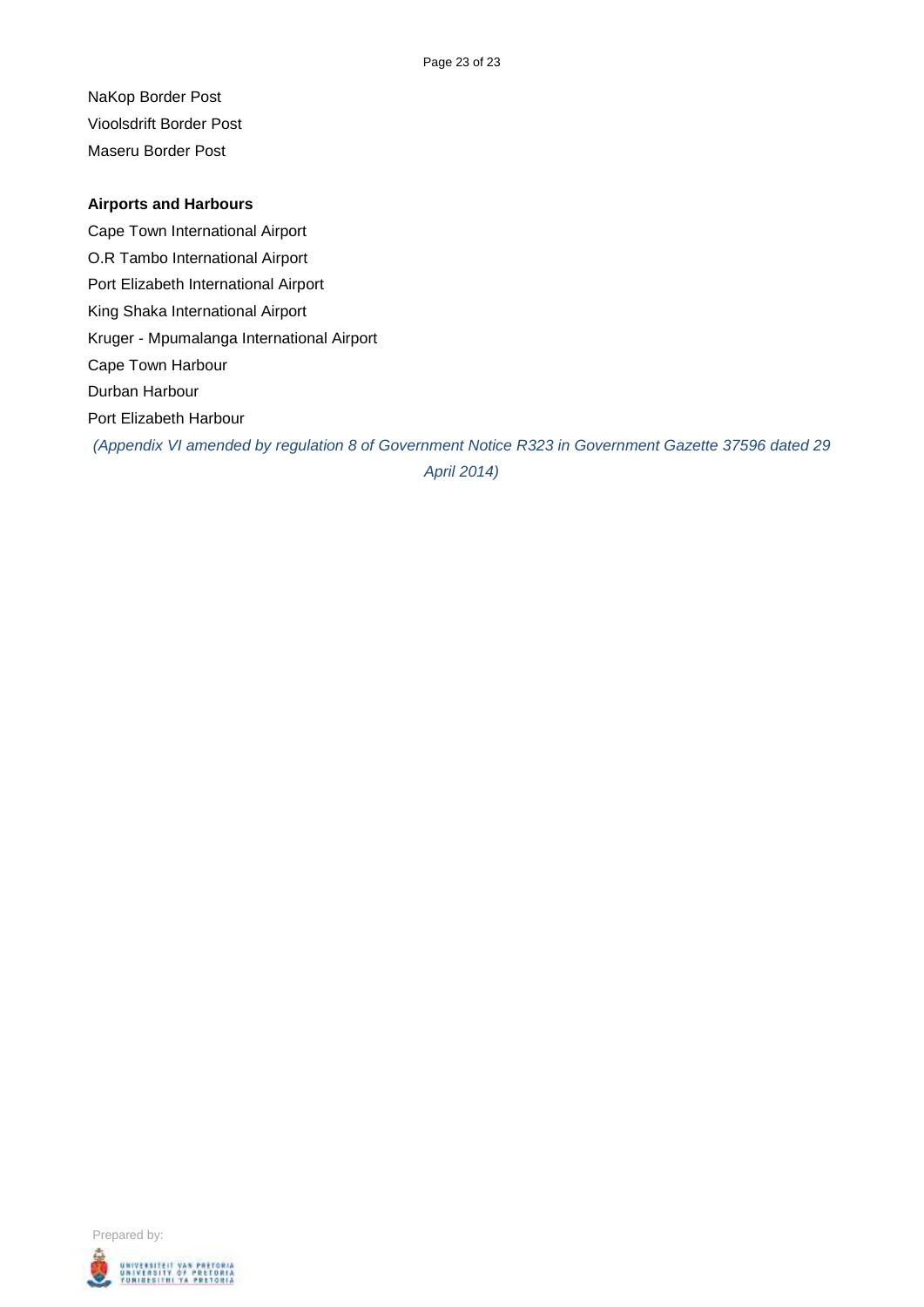NaKop Border Post

Vioolsdrift Border Post

Maseru Border Post

**Airports and Harbours**

Cape Town International Airport

O.R Tambo International Airport

Port Elizabeth International Airport

King Shaka International Airport

Kruger - Mpumalanga International Airport

Cape Town Harbour

Durban Harbour

Port Elizabeth Harbour

*(Appendix VI amended by regulation 8 of Government Notice R323 in Government Gazette 37596 dated 29 April 2014)*